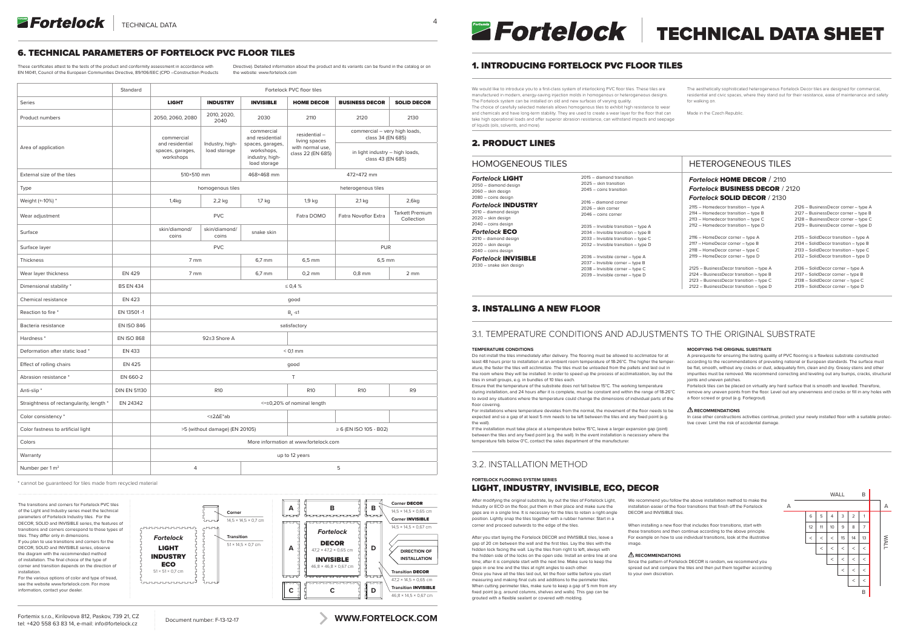# 6. TECHNICAL PARAMETERS OF FORTELOCK PVC FLOOR TILES

These certificates attest to the tests of the product and conformity assessment in accordance with EN 14041, Council of the European Communities Directive, 89/106/EEC (CPD –Construction Products Directive). Detailed information about the product and its variants can be found in the catalog or on the website: www.fortelock.com

| | Standard | Fortelock PVC floor tiles | | | | | |
|---|---|---|---|---|---|---|---|
| Series | | **LIGHT** | **INDUSTRY** | **INVISIBLE** | **HOME DECOR** | **BUSINESS DECOR** | **SOLID DECOR** |
| Product numbers | | 2050, 2060, 2080 | 2010, 2020, 2040 | 2030 | 2110 | 2120 | 2130 |
| Area of application | | commercial and residential spaces, garages, workshops | Industry, high-load storage | commercial and residential spaces, garages, workshops, industry, high-load storage | residential – living spaces with normal use, class 22 (EN 685) | commercial – very high loads, class 34 (EN 685); in light industry – high loads, class 43 (EN 685) | |
| External size of the tiles | | 510×510 mm | | 468×468 mm | 472×472 mm | | |
| Type | | homogenous tiles | | | heterogenous tiles | | |
| Weight (+-10%) * | | 1,4kg | 2,2 kg | 1,7 kg | 1,9 kg | 2,1 kg | 2,6kg |
| Wear adjustment | | PVC | | | Fatra DOMO | Fatra Novoflor Extra | Tarkett Premium Collection |
| Surface | | skin/diamond/ coins | skin/diamond/ coins | snake skin | | | |
| Surface layer | | PVC | | | | PUR | |
| Thickness | | 7 mm | | 6,7 mm | 6,5 mm | 6,5 mm | |
| Wear layer thickness | EN 429 | 7 mm | | 6,7 mm | 0,2 mm | 0,8 mm | 2 mm |
| Dimensional stability * | BS EN 434 | ≤ 0,4 % | | | | | |
| Chemical resistance | EN 423 | good | | | | | |
| Reaction to fire * | EN 13501 -1 | $B_{fl}$ -s1 | | | | | |
| Bacteria resistance | EN ISO 846 | satisfactory | | | | | |
| Hardness * | EN ISO 868 | 92±3 Shore A | | | | | |
| Deformation after static load * | EN 433 | < 0,1 mm | | | | | |
| Effect of rolling chairs | EN 425 | good | | | | | |
| Abrasion resistance * | EN 660-2 | T | | | | | |
| Anti-slip * | DIN EN 51130 | R10 | | | R10 | R10 | R9 |
| Straightness of rectangularity, length * | EN 24342 | <=±0,20% of nominal length | | | | | |
| Color consistency * | | <±2ΔE*ab | | | | | |
| Color fastness to artificial light | | >5 (without damage) (EN 20105) | | | ≥ 6 (EN ISO 105 - B02) | | |
| Colors | | More information at www.fortelock.com | | | | | |
| Warranty | | up to 12 years | | | | | |
| Number per 1 m² | | 4 | | 5 | | | |

\* cannot be guaranteed for tiles made from recycled material

The transitions and corners for Fortelock PVC tiles of the Light and Industry series meet the technical parameters of Fortelock Industry tiles. For the DECOR, SOLID and INVISIBLE series, the features of transitions and corners correspond to those types of tiles. They differ only in dimensions.
If you plan to use transitions and corners for the DECOR, SOLID and INVISIBLE series, observe the diagram with the recommended method of installation. The final choice of the type of corner and transition depends on the direction of installation.
For the various options of color and type of tread, see the website www.fortelock.com. For more information, contact your dealer.

Fortelock LIGHT INDUSTRY ECO 51 × 51 × 0,7 cm
Corner 14,5 × 14,5 × 0,7 cm
Transition 51 × 14,5 × 0,7 cm

Fortelock DECOR 47,2 × 47,2 × 0,65 cm
INVISIBLE 46,8 × 46,8 × 0,67 cm
Corner DECOR 14,5 × 14,5 × 0,65 cm
Corner INVISIBLE 14,5 × 14,5 × 0,67 cm
DIRECTION OF INSTALLATION
Transition DECOR 47,2 × 14,5 × 0,65 cm
Transition INVISIBLE 46,8 × 14,5 × 0,67 cm

Fortemix s.r.o., Kirilovova 812, Paskov, 739 21, CZ
tel: +420 558 63 83 14, e-mail: info@fortelock.cz

Document number: F-13-12-17

WWW.FORTELOCK.COM

# TECHNICAL DATA SHEET

## 1. INTRODUCING FORTELOCK PVC FLOOR TILES

We would like to introduce you to a first-class system of interlocking PVC floor tiles. These tiles are manufactured in modern, energy-saving injection molds in homogenous or heterogeneous designs. The Fortelock system can be installed on old and new surfaces of varying quality.
The choice of carefully selected materials allows homogenous tiles to exhibit high resistance to wear and chemicals and have long-term stability. They are used to create a wear layer for the floor that can take high operational loads and offer superior abrasion resistance, can withstand impacts and seepage of liquids (oils, solvents, and more).

The aesthetically sophisticated heterogeneous Fortelock Decor tiles are designed for commercial, residential and civic spaces, where they stand out for their resistance, ease of maintenance and safety for walking on.

Made in the Czech Republic.

## 2. PRODUCT LINES

### HOMOGENEOUS TILES

***Fortelock* LIGHT**
2050 – diamond design
2060 – skin design
2080 – coins design

***Fortelock* INDUSTRY**
2010 – diamond design
2020 – skin design
2040 – coins design

***Fortelock* ECO**
2010 – diamond design
2020 – skin design
2040 – coins design

***Fortelock* INVISIBLE**
2030 – snake skin design

2015 – diamond transition
2025 – skin transition
2045 – coins transition

2016 – diamond corner
2026 – skin corner
2046 – coins corner

2035 – Invisible transition – type A
2034 – Invisible transition – type B
2033 – Invisible transition – type C
2032 – Invisible transition – type D

2036 – Invisible corner – type A
2037 – Invisible corner – type B
2038 – Invisible corner – type C
2039 – Invisible corner – type D

### HETEROGENEOUS TILES

***Fortelock* HOME DECOR** / 2110
***Fortelock* BUSINESS DECOR** / 2120
***Fortelock* SOLID DECOR** / 2130

2115 – Homedecor transition – type A
2114 – Homedecor transition – type B
2113 – Homedecor transition – type C
2112 – Homedecor transition – type D

2116 – HomeDecor corner – type A
2117 – HomeDecor corner – type B
2118 – HomeDecor corner – type C
2119 – HomeDecor corner – type D

2125 – BusinessDecor transition – type A
2124 – BusinessDecor transition – type B
2123 – BusinessDecor transition – type C
2122 – BusinessDecor transition – type D

2126 – BusinessDecor corner – type A
2127 – BusinessDecor corner – type B
2128 – BusinessDecor corner – type C
2129 – BusinessDecor corner – type D

2135 – SolidDecor transition – type A
2134 – SolidDecor transition – type B
2133 – SolidDecor transition – type C
2132 – SolidDecor transition – type D

2136 – SolidDecor corner – type A
2137 – SolidDecor corner – type B
2138 – SolidDecor corner – type C
2139 – SolidDecor corner – type D

## 3. INSTALLING A NEW FLOOR

### 3.1. TEMPERATURE CONDITIONS AND ADJUSTMENTS TO THE ORIGINAL SUBSTRATE

**TEMPERATURE CONDITIONS**

Do not install the tiles immediately after delivery. The flooring must be allowed to acclimatize for at least 48 hours prior to installation at an ambient room temperature of 18-26°C. The higher the temperature, the faster the tiles will acclimatize. The tiles must be unloaded from the pallets and laid out in the room where they will be installed. In order to speed up the process of acclimatization, lay out the tiles in small groups, e.g. in bundles of 10 tiles each.
Ensure that the temperature of the substrate does not fall below 15°C. The working temperature during installation, and 24 hours after it is complete, must be constant and within the range of 18-26°C to avoid any situations where the temperature could change the dimensions of individual parts of the floor covering.
For installations where temperature deviates from the normal, the movement of the floor needs to be expected and so a gap of at least 5 mm needs to be left between the tiles and any fixed point (e.g. the wall).
If the installation must take place at a temperature below 15°C, leave a larger expansion gap (joint) between the tiles and any fixed point (e.g. the wall). In the event installation is necessary where the temperature falls below 0°C, contact the sales department of the manufacturer.

**MODIFYING THE ORIGINAL SUBSTRATE**

A prerequisite for ensuring the lasting quality of PVC flooring is a flawless substrate constructed according to the recommendations of prevailing national or European standards. The surface must be flat, smooth, without any cracks or dust, adequately firm, clean and dry. Greasy stains and other impurities must be removed. We recommend correcting and leveling out any bumps, cracks, structural joints and uneven patches.
Fortelock tiles can be placed on virtually any hard surface that is smooth and levelled. Therefore, remove any uneven points from the floor. Level out any unevenness and cracks or fill in any holes with a floor screed or grout (e.g. Fortegrout).

**⚠ RECOMMENDATIONS**

In case other constructions activities continue, protect your newly installed floor with a suitable protective cover. Limit the risk of accidental damage.

### 3.2. INSTALLATION METHOD

**FORTELOCK FLOORING SYSTEM SERIES**

## LIGHT, INDUSTRY, INVISIBLE, ECO, DECOR

After modifying the original substrate, lay out the tiles of Fortelock Light, Industry or ECO on the floor, put them in their place and make sure the gaps are in a single line. It is necessary for the tiles to retain a right-angle position. Lightly snap the tiles together with a rubber hammer. Start in a corner and proceed outwards to the edge of the tiles.

After you start laying the Fortelock DECOR and INVISIBLE tiles, leave a gap of 20 cm between the wall and the first tiles. Lay the tiles with the hidden lock facing the wall. Lay the tiles from right to left, always with the hidden side of the locks on the open side. Install an entire line at one time; after it is complete start with the next line. Make sure to keep the gaps in one line and the tiles at right angles to each other.
Once you have all the tiles laid out, let the floor settle before you start measuring and making final cuts and additions to the perimeter tiles. When cutting perimeter tiles, make sure to keep a gap of 5 mm from any fixed point (e.g. around columns, shelves and walls). This gap can be grouted with a flexible sealant or covered with molding.

We recommend you follow the above installation method to make the installation easier of the floor transitions that finish off the Fortelock DECOR and INVISIBLE tiles.

When installing a new floor that includes floor transitions, start with these transitions and then continue according to the above principle. For example on how to use individual transitions, look at the illustrative image.

**⚠ RECOMMENDATIONS**

Since the pattern of Fortelock DECOR is random, we recommend you spread out and compare the tiles and then put them together according to your own discretion.

| | | WALL | | B | |
|---|---|---|---|---|---|
| 6 | 5 | 4 | 3 | 2 | 1 |
| 12 | 11 | 10 | 9 | 8 | 7 |
| < | < | < | 15 | 14 | 13 |
| | < | < | < | < | < |
| | | < | < | < | < |
| | | | < | < | < |
| | | | | < | < |
| | | | | | B |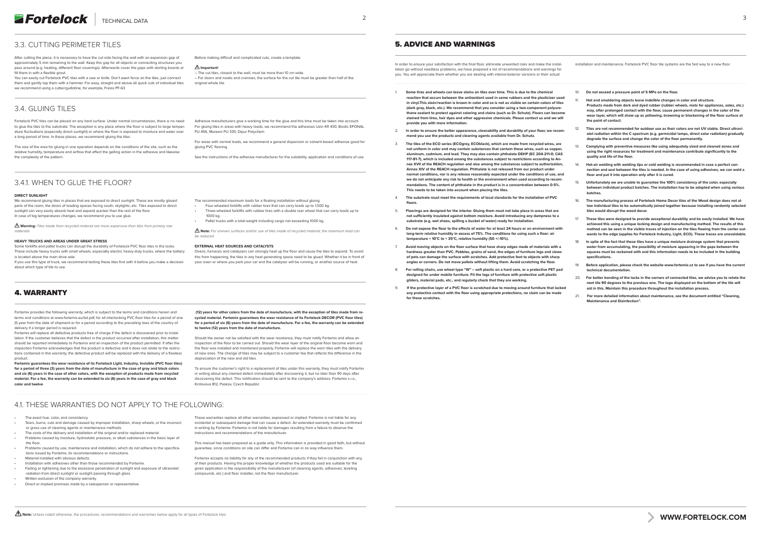## 3.3. CUTTING PERIMETER TILES

After cutting the piece, it is necessary to have the cut side facing the wall with an expansion gap of approximately 5 mm remaining to the wall. Keep this gap for all objects or connecting structures you pass around (e.g. heating, different floor coverings). Afterwards cover the gaps with skirting boards or fill them in with a flexible grout.

You can easily cut Fortelock PVC tiles with a saw or knife. Don't exert force on the tiles, just connect them and gently tap them with a hammer. For easy, straight and above all quick cuts of individual tiles we recommend using a cutter/guillotine, for example, Freiss PF-63

Before making difficult and complicated cuts, create a template.

⚠ **Important**!

– The cut tiles, closest to the wall, must be more than 10 cm wide.

– For doors and nooks and crannies, the surface for the cut tile must be greater than half of the original whole tile.

## 3.4. GLUING TILES

Fortelock PVC tiles can be placed on any hard surface. Under normal circumstances, there is no need to glue the tiles to the substrate. The exception is any place where the floor is subject to large temperature fluctuations (especially direct sunlight) or where the floor is exposed to moisture and water over a long period of time. In these places, we recommend gluing the tiles.

The size of the area for gluing in one operation depends on the conditions of the site, such as the relative humidity, temperature and airflow that affect the gelling action in the adhesive and likewise the complexity of the pattern.

Adhesive manufacturers give a working time for the glue and this time must be taken into account. For gluing tiles in areas with heavy loads, we recommend the adhesives Uzin KR 430, Bostic EPONAL PU 456, Murexin PU 330, Dipur Polychem.

For areas with normal loads, we recommend a general dispersion or solvent-based adhesive good for gluing PVC flooring.

See the instructions of the adhesive manufacturer for the suitability, application and conditions of use.

## 3.4.1. WHEN TO GLUE THE FLOOR?

**DIRECT SUNLIGHT**

We recommend gluing tiles in places that are exposed to direct sunlight. These are mostly glazed parts of the room, the doors of loading spaces facing south, skylights, etc. Tiles exposed to direct sunlight can very easily absorb heat and expand quicker than the rest of the floor.
In case of big temperatures changes, we recommend you to use glue.

⚠ **Warning:** *Tiles made from recycled material are more expensive than tiles from primary raw materials.*

**HEAVY TRUCKS AND AREAS UNDER GREAT STRESS**

Some forklifts and pallet trucks can disrupt the durability of Fortelock PVC floor tiles in the locks. These include heavy trucks with small wheels, especially electric heavy-duty trucks, where the battery is located above the main drive axle.
If you use this type of truck, we recommend testing these tiles first with it before you make a decision about which type of tile to use.

The recommended maximum loads for a floating installation without gluing:

- Four-wheeled forklifts with rubber tires that can carry loads up to 1,500 kg.
- Three-wheeled forklifts with rubber tires with a double rear wheel that can carry loads up to 1000 kg.
- Pallet trucks with a total weight including cargo not exceeding 1000 kg.

⚠ **Note:** *For uneven surfaces and/or use of tiles made of recycled material, the maximum load can be reduced.*

**EXTERNAL HEAT SOURCES AND CATALYSTS**

Ovens, furnaces and catalyzers can strongly heat up the floor and cause the tiles to expand. To avoid this from happening, the tiles in any heat generating space need to be glued. Whether it be in front of your oven or where you park your car and the catalyzer will be running, or another source of heat.

# 4. WARRANTY

Fortemix provides the following warranty, which is subject to the terms and conditions herein and terms and conditions at www.fortemix.eu/tot.pdf, for all interlocking PVC floor tiles for a period of one (1) year from the date of shipment or for a period according to the prevailing laws of the country of delivery if a longer period is required.

Fortemix will replace all defective products free of charge if the defect is discovered prior to installation. If the customer believes that the defect in the product occurred after installation, this matter should be reported immediately to Fortemix and an inspection of the product permitted. If after the inspection Fortemix acknowledges that the product is defective and it does not relate to the restrictions contained in this warranty, the defective product will be replaced with the delivery of a flawless product.

**Fortemix guarantees the wear resistance of its Fortelock Light, Industry, Invisible (PVC floor tiles) for a period of three (3) years from the date of manufacture in the case of gray and black colors and six (6) years in the case of other colors, with the exception of products made from recycled material. For a fee, the warranty can be extended to six (6) years in the case of gray and black color and twelve (12) years for other colors from the date of manufacture, with the exception of tiles made from recycled material. Fortemix guarantees the wear resistance of its Fortelock DECOR (PVC floor tiles) for a period of six (6) years from the date of manufacture. For a fee, the warranty can be extended to twelve (12) years from the date of manufacture.**

Should the owner not be satisfied with the wear resistance, they must notify Fortemix and allow an inspection of the floor to be carried out. Should the wear layer of the original floor become worn and the floor was installed and maintained properly, Fortemix will replace the worn tiles with the delivery of new ones. The change of tiles may be subject to a customer fee that reflects the difference in the depreciation of the new and old tiles.

To ensure the customer's right to a replacement of tiles under this warranty, they must notify Fortemix in writing about any claimed defect immediately after discovering it, but no later than 90 days after discovering the defect. This notification should be sent to the company's address: Fortemix s.r.o., Kirilovova 812, Paskov, Czech Republic

## 4.1. THESE WARRANTIES DO NOT APPLY TO THE FOLLOWING:

- The exact hue, color, and consistency.
- Tears, burns, cuts and damage caused by improper installation, sharp wheels, or the incorrect or gross use of cleaning agents or maintenance methods.
- The costs of the delivery and installation of the original and/or replaced material.
- Problems caused by moisture, hydrostatic pressure, or alkali substances in the basic layer of the floor.
- Problems caused by use, maintenance and installation, which do not adhere to the specifications issued by Fortemix, its recommendations or instructions.
- Material installed with obvious defects.
- Installation with adhesives other than those recommended by Fortemix.
- Fading or lightening due to the excessive penetration of sunlight and exposure of ultraviolet radiation from direct sunlight or sunlight passing through glass.
- Written exclusion of the company warranty.
- Direct or implied promises made by a salesperson or representative.

These warranties replace all other warranties, expressed or implied. Fortemix is not liable for any incidental or subsequent damage that can cause a defect. An extended warranty must be confirmed in writing by Fortemix. Fortemix is not liable for damages resulting from a failure to observe the instructions and recommendations of the manufacturer.

This manual has been prepared as a guide only. This information is provided in good faith, but without guarantee, since conditions on site can differ and Fortemix can in no way influence them.

Fortemix accepts no liability for any of the recommended products if they fail in conjunction with any of their products. Having the proper knowledge of whether the products used are suitable for the given application is the responsibility of the manufacturer (of cleaning agents, adhesives, leveling compounds, etc.) and floor installer, not the floor manufacturer.

⚠ **Note:** Unless noted otherwise, the procedures, recommendations and warranties below apply for all types of Fortelock tiles.

# 5. ADVICE AND WARNINGS

In order to ensure your satisfaction with the final floor, eliminate unwanted risks and make the installation go without needless problems, we have prepared a list of recommendations and warnings for you. You will appreciate them whether you are dealing with interior/exterior versions or their actual installation and maintenance. Fortelock PVC floor tile systems are the fast way to a new floor.

1. **Some tires and wheels can leave stains on tiles over time. This is due to the chemical reaction that occurs between the antioxidant used in some rubbers and the plasticizer used in vinyl.This stain/reaction is brown in color and so is not as visible on certain colors of tiles (dark gray, black, etc.). We recommend that you consider using a two-component polyurethane sealant to protect against coloring and stains (such as Dr. Schutz). Floors can become stained from tires, hair dyes and other aggressive chemicals. Please contact us and we will provide you with more information.**
2. **In order to ensure the better appearance, cleanability and durability of your floor, we recommend you use the products and cleaning agents available from Dr. Schutz.**
3. **The tiles of the ECO series (ECOgrey, ECOblack), which are made from recycled wires, are not uniform in color and may contain substances that contain these wires, such as copper, aluminum, cadmium, and lead. They may also contain phthalate DEHP (EC 204-211-0; CAS 117-81-7), which is included among the substances subject to restrictions according to Annex XVII of the REACH regulation and also among the substances subject to authorization, Annex XIV of the REACH regulation. Phthalate is not released from our product under normal conditions, nor is any release reasonably expected under the conditions of use, and we do not anticipate any risk to health or the environment when used according to recommendations. The content of phthalate in the product is in a concentration between 0-5%. This needs to be taken into account when placing the tiles.**
4. **The substrate must meet the requirements of local standards for the installation of PVC floors.**
5. **Floorings are designed for the interior. Gluing them must not take place in areas that are not sufficiently insulated against bottom moisture. Avoid introducing any dampness to a substrate (e.g. wet shoes, spilling a bucket of water) ready for installation.**
6. **Do not expose the floor to the effects of water for at least 24 hours or an environment with long-term relative humidity in excess of 75%. The conditions for using such a floor: air temperature + 10°C to + 35°C, relative humidity (50 +/-10%).**
7. **Avoid moving objects on the floor surface that have sharp edges made of materials with a hardness greater than PVC. Pebbles, grains of sand, the edges of furniture legs and claws of pets can damage the surface with scratches. Add protective feet to objects with sharp angles or corners. Do not move pallets without lifting them. Avoid scratching the floor.**
8. **For rolling chairs, use wheel type "W" – soft plastic on a hard core, or a protective PET pad designed for under mobile furniture. Fit the legs of furniture with protective soft plastic gliders, material pads, etc., and regularly check that they are working.**
9. **If the protective layer of a PVC floor is scratched due to moving around furniture that lacked any protective contact with the floor using appropriate protections, no claim can be made for these scratches.**
10. **Do not exceed a pressure point of 5 MPa on the floor.**
11. **Hot and smoldering objects leave indelible changes in color and structure. Products made from dark and dyed rubber (rubber wheels, mats for appliances, soles, etc.) may, after prolonged contact with the floor, cause permanent changes in the color of the wear layer, which will show up as yellowing, browning or blackening of the floor surface at the point of contact.**
12. **Tiles are not recommended for outdoor use as their colors are not UV stable. Direct ultraviolet radiation within the C spectrum (e.g. germicidal lamps, direct solar radiation) gradually degrade the surface and change the color of the floor permanently.**
13. **Complying with preventive measures like using adequately sized and cleaned zones and using the right resources for treatment and maintenance contribute significantly to the quality and life of the floor.**
14. **Hot-air welding with welding tips or cold welding is recommended in case a perfect connection and seal between the tiles is needed. In the case of using adhesives, we can weld a floor and put it into operation only after it is cured.**
15. **Unfortunately we are unable to guarantee the 100% consistency of the color, especially between individual product batches. The installation has to be adapted when using various batches.**
16. **The manufacturing process of Fortelock Home Decor tiles of the Wood design does not allow individual tiles to be automatically joined together because installing randomly selected tiles would disrupt the wood decor.**
17. **These tiles were designed to provide exceptional durability and be easily installed. We have achieved this using a unique locking design and manufacturing method. The results of this method can be seen in the visible traces of injection on the tiles flowing from the center outwards to the edge (applies for Fortelock Industry, Light, ECO). These traces are unavoidable.**
18. **In spite of the fact that these tiles have a unique moisture drainage system that prevents water from accumulating, the possibility of moisture appearing in the gaps between the squares must be reckoned with and this information needs to be included in the building specifications.**
19. **Before application, please check the website www.fortemix.cz to see if you have the current technical documentation.**
20. **For better bonding of the locks in the corners of connected tiles, we advise you to rotate the next tile 90 degrees to the previous one. The logo displayed on the bottom of the tile will aid in this. Maintain this procedure throughout the installation process.**
21. **For more detailed information about maintenance, see the document entitled "Cleaning, Maintenance and Disinfection".**